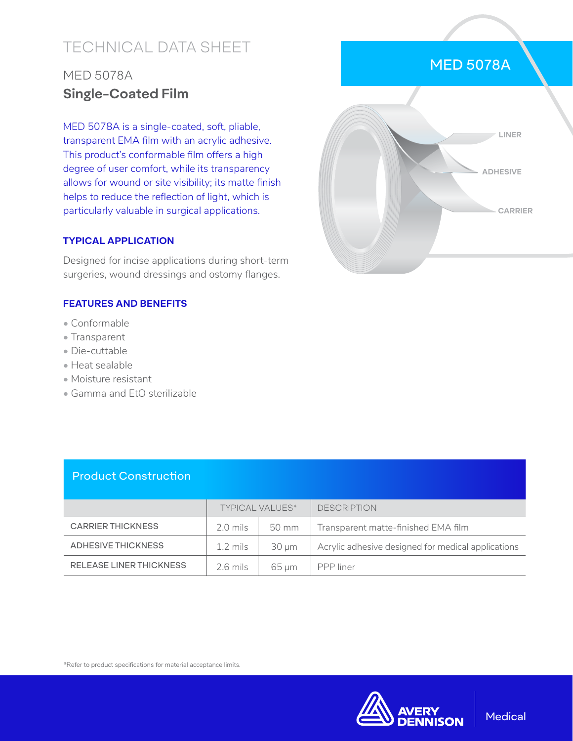# TECHNICAL DATA SHEET

## MED 5078A

## Single-Coated Film

MED 5078A is a single-coated, soft, pliable, transparent EMA film with an acrylic adhesive. This product's conformable film offers a high degree of user comfort, while its transparency allows for wound or site visibility; its matte finish helps to reduce the reflection of light, which is particularly valuable in surgical applications.

MED 5078A

LINER

ADHESIVE

CARRIER

### TYPICAL APPLICATION

Designed for incise applications during short-term surgeries, wound dressings and ostomy flanges.

### FEATURES AND BENEFITS

- Conformable
- Transparent
- Die-cuttable
- Heat sealable
- Moisture resistant
- Gamma and EtO sterilizable

### Product Construction

| | TYPICAL VALUES* | | DESCRIPTION |
|---|---|---|---|
| CARRIER THICKNESS | 2.0 mils | 50 mm | Transparent matte-finished EMA film |
| ADHESIVE THICKNESS | 1.2 mils | 30 μm | Acrylic adhesive designed for medical applications |
| RELEASE LINER THICKNESS | 2.6 mils | 65 μm | PPP liner |

*Refer to product specifications for material acceptance limits.

AVERY DENNISON | Medical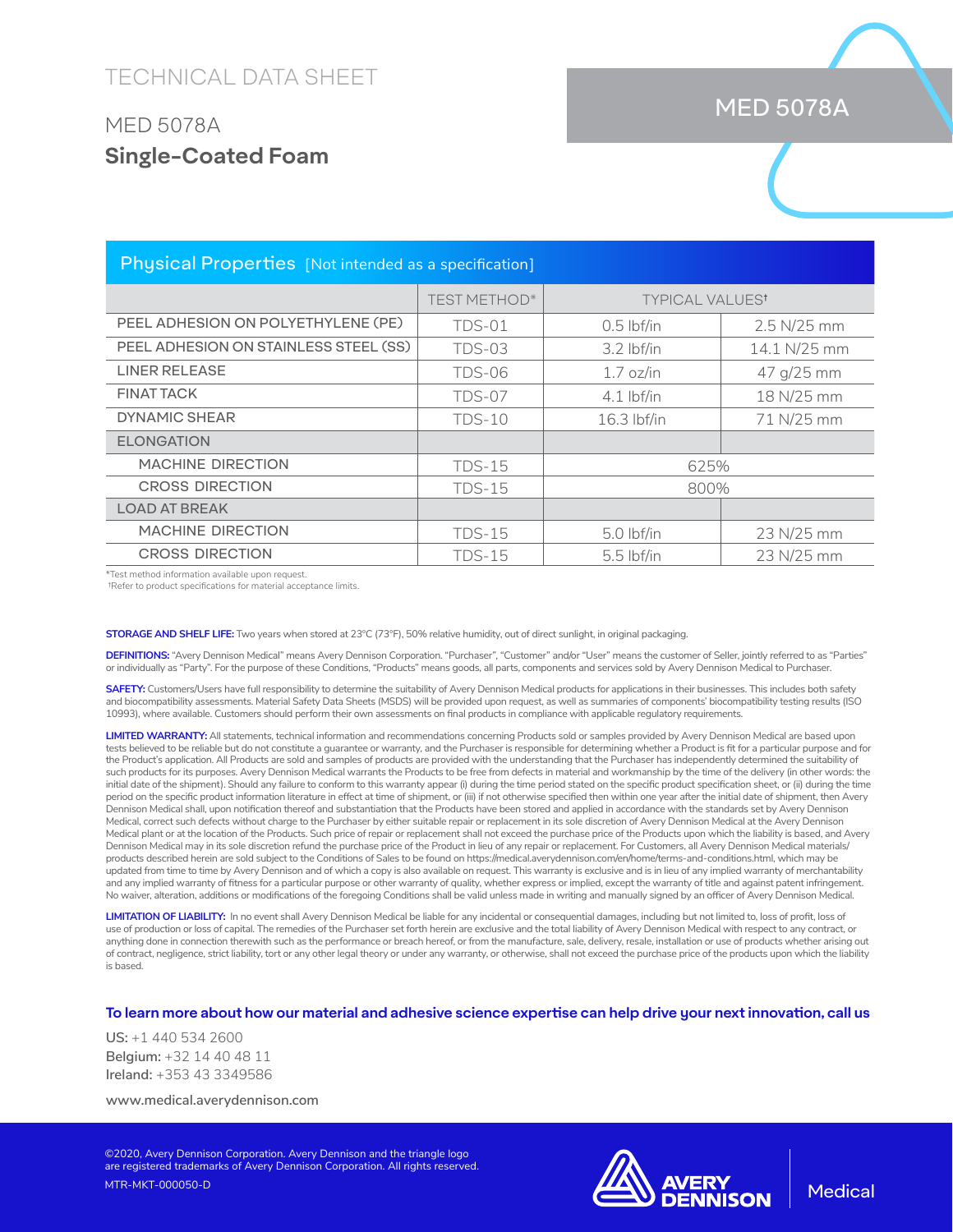TECHNICAL DATA SHEET

MED 5078A

## Single-Coated Foam

MED 5078A

## Physical Properties [Not intended as a specification]

| | TEST METHOD* | TYPICAL VALUES† | |
|---|---|---|---|
| PEEL ADHESION ON POLYETHYLENE (PE) | TDS-01 | 0.5 lbf/in | 2.5 N/25 mm |
| PEEL ADHESION ON STAINLESS STEEL (SS) | TDS-03 | 3.2 lbf/in | 14.1 N/25 mm |
| LINER RELEASE | TDS-06 | 1.7 oz/in | 47 g/25 mm |
| FINAT TACK | TDS-07 | 4.1 lbf/in | 18 N/25 mm |
| DYNAMIC SHEAR | TDS-10 | 16.3 lbf/in | 71 N/25 mm |
| ELONGATION | | | |
| MACHINE DIRECTION | TDS-15 | 625% | |
| CROSS DIRECTION | TDS-15 | 800% | |
| LOAD AT BREAK | | | |
| MACHINE DIRECTION | TDS-15 | 5.0 lbf/in | 23 N/25 mm |
| CROSS DIRECTION | TDS-15 | 5.5 lbf/in | 23 N/25 mm |

*Test method information available upon request.
†Refer to product specifications for material acceptance limits.

**STORAGE AND SHELF LIFE:** Two years when stored at 23°C (73°F), 50% relative humidity, out of direct sunlight, in original packaging.

**DEFINITIONS:** "Avery Dennison Medical" means Avery Dennison Corporation. "Purchaser", "Customer" and/or "User" means the customer of Seller, jointly referred to as "Parties" or individually as "Party". For the purpose of these Conditions, "Products" means goods, all parts, components and services sold by Avery Dennison Medical to Purchaser.

**SAFETY:** Customers/Users have full responsibility to determine the suitability of Avery Dennison Medical products for applications in their businesses. This includes both safety and biocompatibility assessments. Material Safety Data Sheets (MSDS) will be provided upon request, as well as summaries of components' biocompatibility testing results (ISO 10993), where available. Customers should perform their own assessments on final products in compliance with applicable regulatory requirements.

**LIMITED WARRANTY:** All statements, technical information and recommendations concerning Products sold or samples provided by Avery Dennison Medical are based upon tests believed to be reliable but do not constitute a guarantee or warranty, and the Purchaser is responsible for determining whether a Product is fit for a particular purpose and for the Product's application. All Products are sold and samples of products are provided with the understanding that the Purchaser has independently determined the suitability of such products for its purposes. Avery Dennison Medical warrants the Products to be free from defects in material and workmanship by the time of the delivery (in other words: the initial date of the shipment). Should any failure to conform to this warranty appear (i) during the time period stated on the specific product specification sheet, or (ii) during the time period on the specific product information literature in effect at time of shipment, or (iii) if not otherwise specified then within one year after the initial date of shipment, then Avery Dennison Medical shall, upon notification thereof and substantiation that the Products have been stored and applied in accordance with the standards set by Avery Dennison Medical, correct such defects without charge to the Purchaser by either suitable repair or replacement in its sole discretion of Avery Dennison Medical at the Avery Dennison Medical plant or at the location of the Products. Such price of repair or replacement shall not exceed the purchase price of the Products upon which the liability is based, and Avery Dennison Medical may in its sole discretion refund the purchase price of the Product in lieu of any repair or replacement. For Customers, all Avery Dennison Medical materials/ products described herein are sold subject to the Conditions of Sales to be found on https://medical.averydennison.com/en/home/terms-and-conditions.html, which may be updated from time to time by Avery Dennison and of which a copy is also available on request. This warranty is exclusive and is in lieu of any implied warranty of merchantability and any implied warranty of fitness for a particular purpose or other warranty of quality, whether express or implied, except the warranty of title and against patent infringement. No waiver, alteration, additions or modifications of the foregoing Conditions shall be valid unless made in writing and manually signed by an officer of Avery Dennison Medical.

**LIMITATION OF LIABILITY:** In no event shall Avery Dennison Medical be liable for any incidental or consequential damages, including but not limited to, loss of profit, loss of use of production or loss of capital. The remedies of the Purchaser set forth herein are exclusive and the total liability of Avery Dennison Medical with respect to any contract, or anything done in connection therewith such as the performance or breach hereof, or from the manufacture, sale, delivery, resale, installation or use of products whether arising out of contract, negligence, strict liability, tort or any other legal theory or under any warranty, or otherwise, shall not exceed the purchase price of the products upon which the liability is based.

**To learn more about how our material and adhesive science expertise can help drive your next innovation, call us**

**US:** +1 440 534 2600
**Belgium:** +32 14 40 48 11
**Ireland:** +353 43 3349586

www.medical.averydennison.com

©2020, Avery Dennison Corporation. Avery Dennison and the triangle logo are registered trademarks of Avery Dennison Corporation. All rights reserved.

MTR-MKT-000050-D

AVERY DENNISON Medical